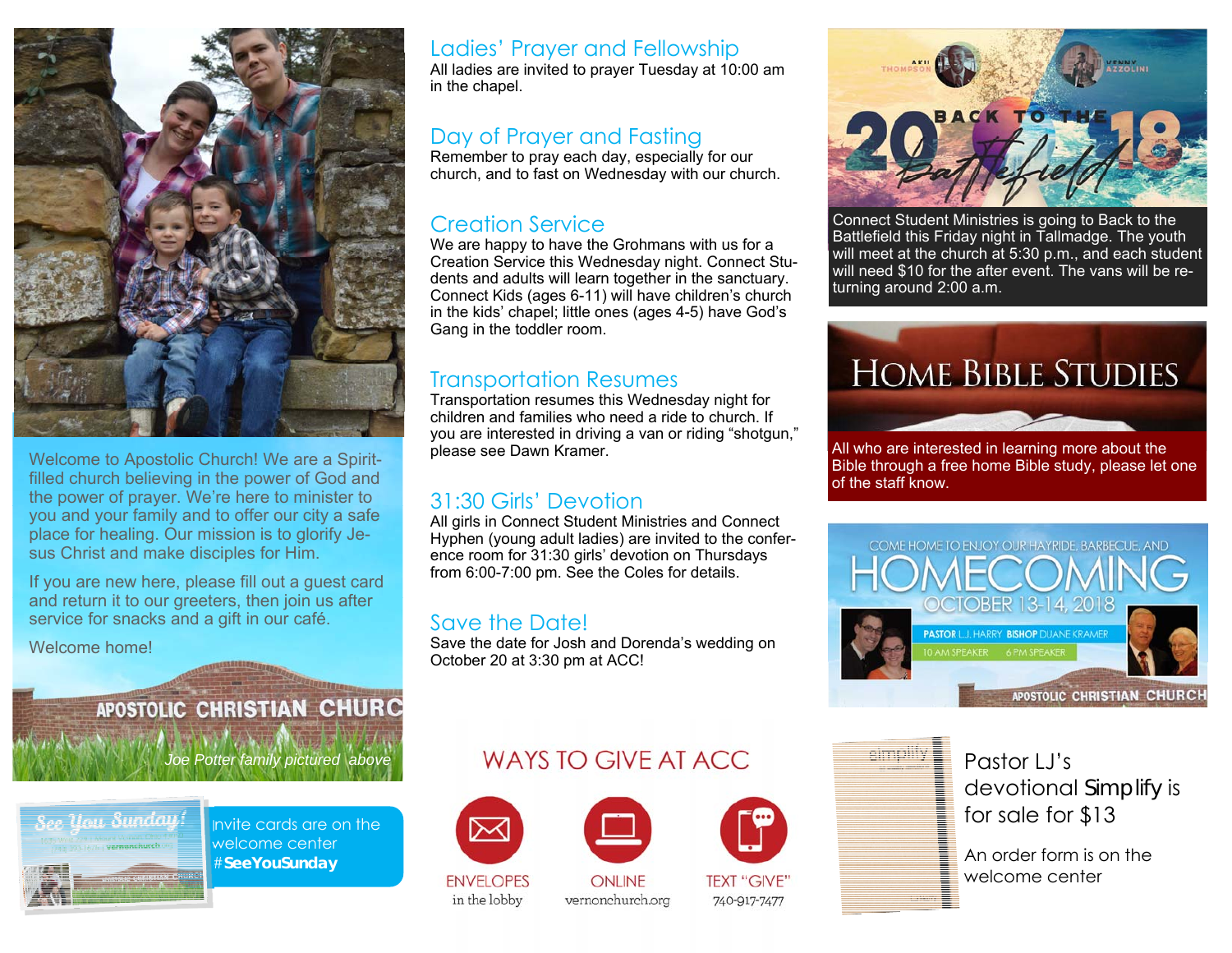Welcome to Apostolic Church! We are a Spirit-filled church believing in the power of God and the power of prayer. We're here to minister to you and your family and to offer our city a safe place for healing. Our mission is to glorify Jesus Christ and make disciples for Him.

If you are new here, please fill out a guest card and return it to our greeters, then join us after service for snacks and a gift in our café.

Welcome home!

APOSTOLIC CHRISTIAN CHURC

*Joe Potter family pictured above*

See You Sunday!

Invite cards are on the welcome center **#SeeYouSunday**

## Ladies' Prayer and Fellowship

All ladies are invited to prayer Tuesday at 10:00 am in the chapel.

## Day of Prayer and Fasting

Remember to pray each day, especially for our church, and to fast on Wednesday with our church.

## Creation Service

We are happy to have the Grohmans with us for a Creation Service this Wednesday night. Connect Students and adults will learn together in the sanctuary. Connect Kids (ages 6-11) will have children's church in the kids' chapel; little ones (ages 4-5) have God's Gang in the toddler room.

## Transportation Resumes

Transportation resumes this Wednesday night for children and families who need a ride to church. If you are interested in driving a van or riding "shotgun," please see Dawn Kramer.

## 31:30 Girls' Devotion

All girls in Connect Student Ministries and Connect Hyphen (young adult ladies) are invited to the conference room for 31:30 girls' devotion on Thursdays from 6:00-7:00 pm. See the Coles for details.

## Save the Date!

Save the date for Josh and Dorenda's wedding on October 20 at 3:30 pm at ACC!

## WAYS TO GIVE AT ACC

ENVELOPES
in the lobby

ONLINE
vernonchurch.org

TEXT "GIVE"
740-917-7477

AKIL THOMPSON — VENNY AZZOLINI

2018 BACK TO THE Battlefield

Connect Student Ministries is going to Back to the Battlefield this Friday night in Tallmadge. The youth will meet at the church at 5:30 p.m., and each student will need $10 for the after event. The vans will be returning around 2:00 a.m.

## HOME BIBLE STUDIES

All who are interested in learning more about the Bible through a free home Bible study, please let one of the staff know.

COME HOME TO ENJOY OUR HAYRIDE, BARBECUE, AND

## HOMECOMING

OCTOBER 13-14, 2018

PASTOR L.J. HARRY — 10 AM SPEAKER
BISHOP DUANE KRAMER — 6 PM SPEAKER

APOSTOLIC CHRISTIAN CHURCH

simplify

Pastor LJ's devotional Simplify is for sale for $13

An order form is on the welcome center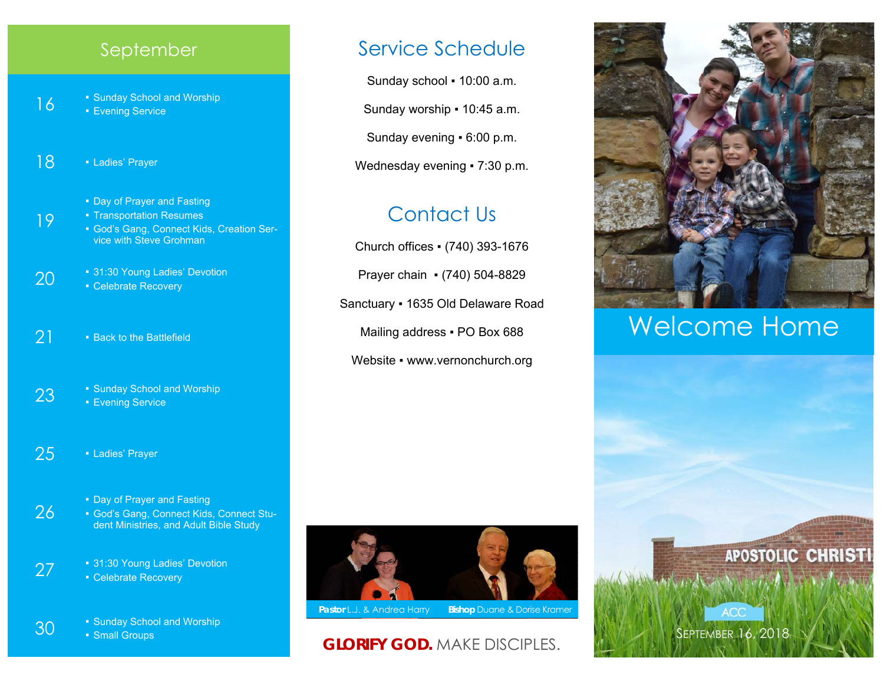## September

16
- Sunday School and Worship
- Evening Service

18
- Ladies' Prayer

19
- Day of Prayer and Fasting
- Transportation Resumes
- God's Gang, Connect Kids, Creation Service with Steve Grohman

20
- 31:30 Young Ladies' Devotion
- Celebrate Recovery

21
- Back to the Battlefield

23
- Sunday School and Worship
- Evening Service

25
- Ladies' Prayer

26
- Day of Prayer and Fasting
- God's Gang, Connect Kids, Connect Student Ministries, and Adult Bible Study

27
- 31:30 Young Ladies' Devotion
- Celebrate Recovery

30
- Sunday School and Worship
- Small Groups

## Service Schedule

Sunday school ▪ 10:00 a.m.

Sunday worship ▪ 10:45 a.m.

Sunday evening ▪ 6:00 p.m.

Wednesday evening ▪ 7:30 p.m.

## Contact Us

Church offices ▪ (740) 393-1676

Prayer chain ▪ (740) 504-8829

Sanctuary ▪ 1635 Old Delaware Road

Mailing address ▪ PO Box 688

Website ▪ www.vernonchurch.org

**Pastor** L.J. & Andrea Harry **Bishop** Duane & Dorise Kramer

**GLORIFY GOD.** MAKE DISCIPLES.

# Welcome Home

APOSTOLIC CHRISTI

ACC

SEPTEMBER 16, 2018